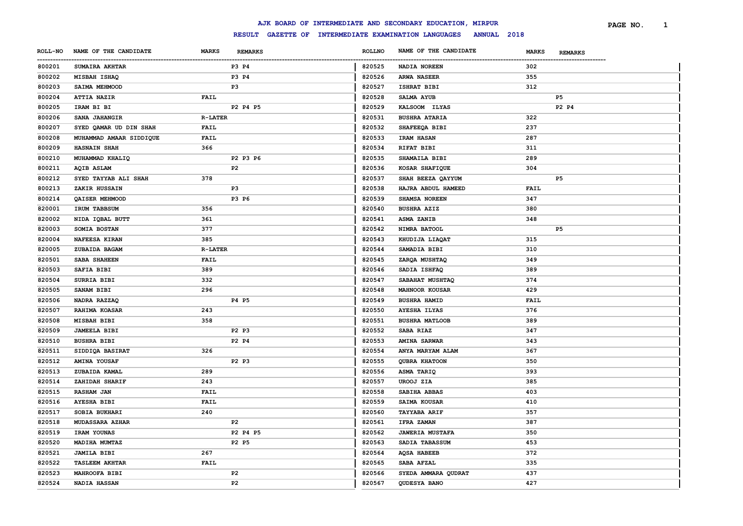# AJK BOARD OF INTERMEDIATE AND SECONDARY EDUCATION, MIRPUR

## RESULT GAZETTE OF INTERMEDIATE EXAMINATION LANGUAGES ANNUAL 2018

| ROLL-NO | NAME OF THE CANDIDATE | MARKS | REMARKS |
|---|---|---|---|
| 800201 | SUMAIRA AKHTAR | | P3 P4 |
| 800202 | MISBAH ISHAQ | | P3 P4 |
| 800203 | SAIMA MEHMOOD | | P3 |
| 800204 | ATTIA NAZIR | FAIL | |
| 800205 | IRAM BI BI | | P2 P4 P5 |
| 800206 | SANA JAHANGIR | R-LATER | |
| 800207 | SYED QAMAR UD DIN SHAH | FAIL | |
| 800208 | MUHAMMAD AMAAR SIDDIQUE | FAIL | |
| 800209 | HASNAIN SHAH | 366 | |
| 800210 | MUHAMMAD KHALIQ | | P2 P3 P6 |
| 800211 | AQIB ASLAM | | P2 |
| 800212 | SYED TAYYAB ALI SHAH | 378 | |
| 800213 | ZAKIR HUSSAIN | | P3 |
| 800214 | QAISER MEHMOOD | | P3 P6 |
| 820001 | IRUM TABBSUM | 356 | |
| 820002 | NIDA IQBAL BUTT | 361 | |
| 820003 | SOMIA BOSTAN | 377 | |
| 820004 | NAFEESA KIRAN | 385 | |
| 820005 | ZUBAIDA BAGAM | R-LATER | |
| 820501 | SABA SHAHEEN | FAIL | |
| 820503 | SAFIA BIBI | 389 | |
| 820504 | SURRIA BIBI | 332 | |
| 820505 | SANAM BIBI | 296 | |
| 820506 | NADRA RAZZAQ | | P4 P5 |
| 820507 | RAHIMA KOASAR | 243 | |
| 820508 | MISBAH BIBI | 358 | |
| 820509 | JAMEELA BIBI | | P2 P3 |
| 820510 | BUSHRA BIBI | | P2 P4 |
| 820511 | SIDDIQA BASIRAT | 326 | |
| 820512 | AMINA YOUSAF | | P2 P3 |
| 820513 | ZUBAIDA KAMAL | 289 | |
| 820514 | ZAHIDAH SHARIF | 243 | |
| 820515 | RASHAM JAN | FAIL | |
| 820516 | AYESHA BIBI | FAIL | |
| 820517 | SOBIA BUKHARI | 240 | |
| 820518 | MUDASSARA AZHAR | | P2 |
| 820519 | IRAM YOUNAS | | P2 P4 P5 |
| 820520 | MADIHA MUMTAZ | | P2 P5 |
| 820521 | JAMILA BIBI | 267 | |
| 820522 | TASLEEM AKHTAR | FAIL | |
| 820523 | MAHROOFA BIBI | | P2 |
| 820524 | NADIA HASSAN | | P2 |
| 820525 | NADIA NOREEN | 302 | |
| 820526 | ARWA NASEER | 355 | |
| 820527 | ISHRAT BIBI | 312 | |
| 820528 | SALMA AYUB | | P5 |
| 820529 | KALSOOM ILYAS | | P2 P4 |
| 820531 | BUSHRA ATARIA | 322 | |
| 820532 | SHAFEEQA BIBI | 237 | |
| 820533 | IRAM HASAN | 287 | |
| 820534 | RIFAT BIBI | 311 | |
| 820535 | SHAMAILA BIBI | 289 | |
| 820536 | KOSAR SHAFIQUE | 304 | |
| 820537 | SHAH BEEZA QAYYUM | | P5 |
| 820538 | HAJRA ABDUL HAMEED | FAIL | |
| 820539 | SHAMSA NOREEN | 347 | |
| 820540 | BUSHRA AZIZ | 380 | |
| 820541 | ASMA ZANIB | 348 | |
| 820542 | NIMRA BATOOL | | P5 |
| 820543 | KHUDIJA LIAQAT | 315 | |
| 820544 | SAMADIA BIBI | 310 | |
| 820545 | ZARQA MUSHTAQ | 349 | |
| 820546 | SADIA ISHFAQ | 389 | |
| 820547 | SABAHAT MUSHTAQ | 374 | |
| 820548 | MAHNOOR KOUSAR | 429 | |
| 820549 | BUSHRA HAMID | FAIL | |
| 820550 | AYESHA ILYAS | 376 | |
| 820551 | BUSHRA MATLOOB | 389 | |
| 820552 | SABA RIAZ | 347 | |
| 820553 | AMINA SARWAR | 343 | |
| 820554 | ANYA MARYAM ALAM | 367 | |
| 820555 | QUBRA KHATOON | 350 | |
| 820556 | ASMA TARIQ | 393 | |
| 820557 | UROOJ ZIA | 385 | |
| 820558 | SABIHA ABBAS | 403 | |
| 820559 | SAIMA KOUSAR | 410 | |
| 820560 | TAYYABA ARIF | 357 | |
| 820561 | IFRA ZAMAN | 387 | |
| 820562 | JAWERIA MUSTAFA | 350 | |
| 820563 | SADIA TABASSUM | 453 | |
| 820564 | AQSA HABEEB | 372 | |
| 820565 | SABA AFZAL | 335 | |
| 820566 | SYEDA AMMARA QUDRAT | 437 | |
| 820567 | QUDESYA BANO | 427 | |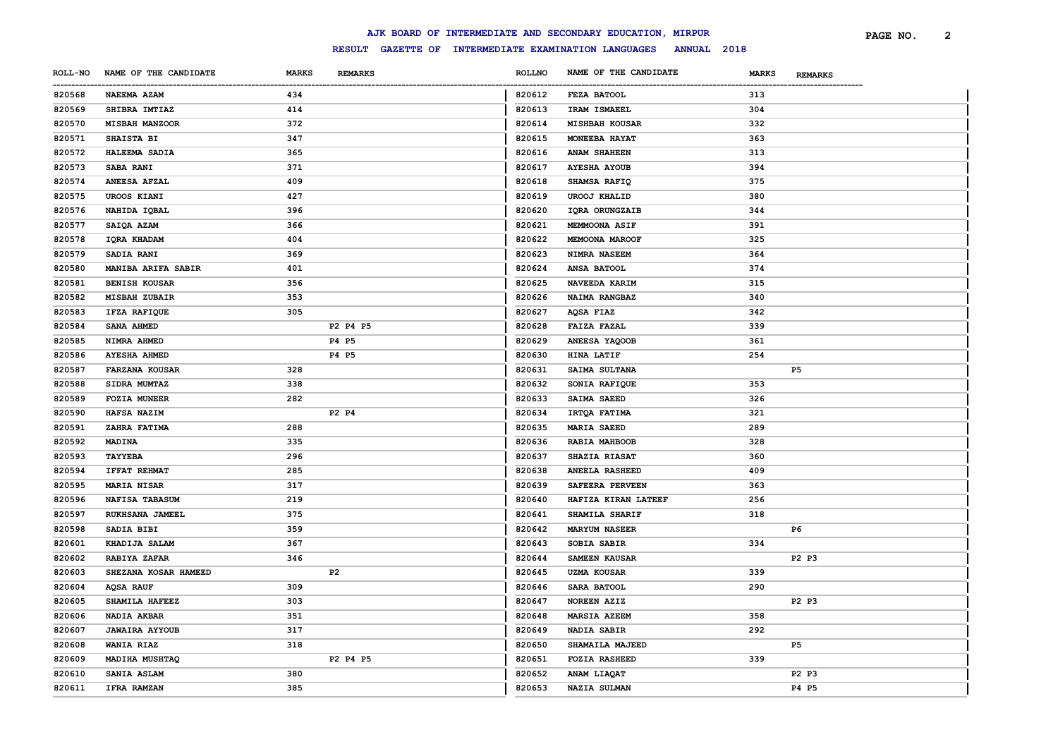# AJK BOARD OF INTERMEDIATE AND SECONDARY EDUCATION, MIRPUR

## RESULT GAZETTE OF INTERMEDIATE EXAMINATION LANGUAGES ANNUAL 2018

| ROLL-NO | NAME OF THE CANDIDATE | MARKS | REMARKS |
|---|---|---|---|
| 820568 | NAEEMA AZAM | 434 | |
| 820569 | SHIBRA IMTIAZ | 414 | |
| 820570 | MISBAH MANZOOR | 372 | |
| 820571 | SHAISTA BI | 347 | |
| 820572 | HALEEMA SADIA | 365 | |
| 820573 | SABA RANI | 371 | |
| 820574 | ANEESA AFZAL | 409 | |
| 820575 | UROOS KIANI | 427 | |
| 820576 | NAHIDA IQBAL | 396 | |
| 820577 | SAIQA AZAM | 366 | |
| 820578 | IQRA KHADAM | 404 | |
| 820579 | SADIA RANI | 369 | |
| 820580 | MANIBA ARIFA SABIR | 401 | |
| 820581 | BENISH KOUSAR | 356 | |
| 820582 | MISBAH ZUBAIR | 353 | |
| 820583 | IFZA RAFIQUE | 305 | |
| 820584 | SANA AHMED | | P2 P4 P5 |
| 820585 | NIMRA AHMED | | P4 P5 |
| 820586 | AYESHA AHMED | | P4 P5 |
| 820587 | FARZANA KOUSAR | 328 | |
| 820588 | SIDRA MUMTAZ | 338 | |
| 820589 | FOZIA MUNEER | 282 | |
| 820590 | HAFSA NAZIM | | P2 P4 |
| 820591 | ZAHRA FATIMA | 288 | |
| 820592 | MADINA | 335 | |
| 820593 | TAYYEBA | 296 | |
| 820594 | IFFAT REHMAT | 285 | |
| 820595 | MARIA NISAR | 317 | |
| 820596 | NAFISA TABASUM | 219 | |
| 820597 | RUKHSANA JAMEEL | 375 | |
| 820598 | SADIA BIBI | 359 | |
| 820601 | KHADIJA SALAM | 367 | |
| 820602 | RABIYA ZAFAR | 346 | |
| 820603 | SHEZANA KOSAR HAMEED | | P2 |
| 820604 | AQSA RAUF | 309 | |
| 820605 | SHAMILA HAFEEZ | 303 | |
| 820606 | NADIA AKBAR | 351 | |
| 820607 | JAWAIRA AYYOUB | 317 | |
| 820608 | WANIA RIAZ | 318 | |
| 820609 | MADIHA MUSHTAQ | | P2 P4 P5 |
| 820610 | SANIA ASLAM | 380 | |
| 820611 | IFRA RAMZAN | 385 | |
| 820612 | FEZA BATOOL | 313 | |
| 820613 | IRAM ISMAEEL | 304 | |
| 820614 | MISHBAH KOUSAR | 332 | |
| 820615 | MONEEBA HAYAT | 363 | |
| 820616 | ANAM SHAHEEN | 313 | |
| 820617 | AYESHA AYOUB | 394 | |
| 820618 | SHAMSA RAFIQ | 375 | |
| 820619 | UROOJ KHALID | 380 | |
| 820620 | IQRA ORUNGZAIB | 344 | |
| 820621 | MEMMOONA ASIF | 391 | |
| 820622 | MEMOONA MAROOF | 325 | |
| 820623 | NIMRA NASEEM | 364 | |
| 820624 | ANSA BATOOL | 374 | |
| 820625 | NAVEEDA KARIM | 315 | |
| 820626 | NAIMA RANGBAZ | 340 | |
| 820627 | AQSA FIAZ | 342 | |
| 820628 | FAIZA FAZAL | 339 | |
| 820629 | ANEESA YAQOOB | 361 | |
| 820630 | HINA LATIF | 254 | |
| 820631 | SAIMA SULTANA | | P5 |
| 820632 | SONIA RAFIQUE | 353 | |
| 820633 | SAIMA SAEED | 326 | |
| 820634 | IRTQA FATIMA | 321 | |
| 820635 | MARIA SAEED | 289 | |
| 820636 | RABIA MAHBOOB | 328 | |
| 820637 | SHAZIA RIASAT | 360 | |
| 820638 | ANEELA RASHEED | 409 | |
| 820639 | SAFEERA PERVEEN | 363 | |
| 820640 | HAFIZA KIRAN LATEEF | 256 | |
| 820641 | SHAMILA SHARIF | 318 | |
| 820642 | MARYUM NASEER | | P6 |
| 820643 | SOBIA SABIR | 334 | |
| 820644 | SAMEEN KAUSAR | | P2 P3 |
| 820645 | UZMA KOUSAR | 339 | |
| 820646 | SARA BATOOL | 290 | |
| 820647 | NOREEN AZIZ | | P2 P3 |
| 820648 | MARSIA AZEEM | 358 | |
| 820649 | NADIA SABIR | 292 | |
| 820650 | SHAMAILA MAJEED | | P5 |
| 820651 | FOZIA RASHEED | 339 | |
| 820652 | ANAM LIAQAT | | P2 P3 |
| 820653 | NAZIA SULMAN | | P4 P5 |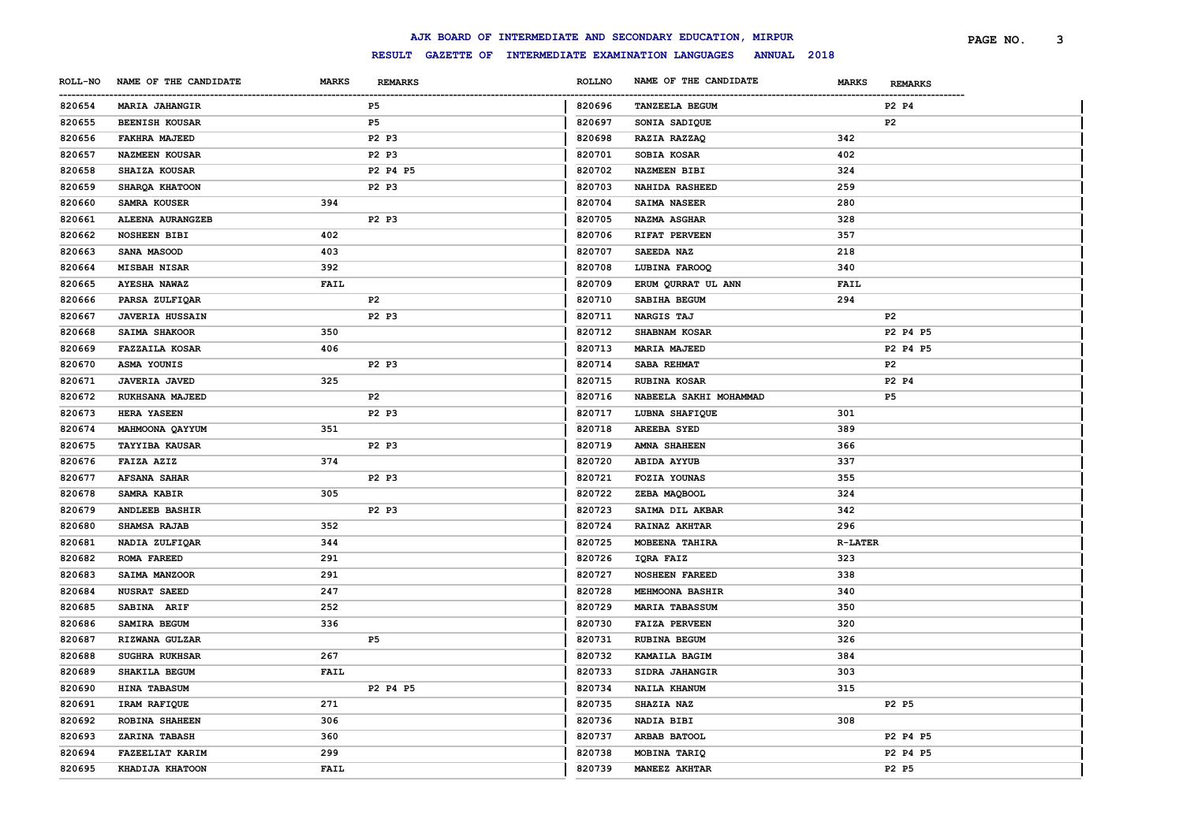# AJK BOARD OF INTERMEDIATE AND SECONDARY EDUCATION, MIRPUR

## RESULT GAZETTE OF INTERMEDIATE EXAMINATION LANGUAGES ANNUAL 2018

| ROLL-NO | NAME OF THE CANDIDATE | MARKS | REMARKS | ROLLNO | NAME OF THE CANDIDATE | MARKS | REMARKS |
|---|---|---|---|---|---|---|---|
| 820654 | MARIA JAHANGIR | | P5 | 820696 | TANZEELA BEGUM | | P2 P4 |
| 820655 | BEENISH KOUSAR | | P5 | 820697 | SONIA SADIQUE | | P2 |
| 820656 | FAKHRA MAJEED | | P2 P3 | 820698 | RAZIA RAZZAQ | 342 | |
| 820657 | NAZMEEN KOUSAR | | P2 P3 | 820701 | SOBIA KOSAR | 402 | |
| 820658 | SHAIZA KOUSAR | | P2 P4 P5 | 820702 | NAZMEEN BIBI | 324 | |
| 820659 | SHARQA KHATOON | | P2 P3 | 820703 | NAHIDA RASHEED | 259 | |
| 820660 | SAMRA KOUSER | 394 | | 820704 | SAIMA NASEER | 280 | |
| 820661 | ALEENA AURANGZEB | | P2 P3 | 820705 | NAZMA ASGHAR | 328 | |
| 820662 | NOSHEEN BIBI | 402 | | 820706 | RIFAT PERVEEN | 357 | |
| 820663 | SANA MASOOD | 403 | | 820707 | SAEEDA NAZ | 218 | |
| 820664 | MISBAH NISAR | 392 | | 820708 | LUBINA FAROOQ | 340 | |
| 820665 | AYESHA NAWAZ | FAIL | | 820709 | ERUM QURRAT UL ANN | FAIL | |
| 820666 | PARSA ZULFIQAR | | P2 | 820710 | SABIHA BEGUM | 294 | |
| 820667 | JAVERIA HUSSAIN | | P2 P3 | 820711 | NARGIS TAJ | | P2 |
| 820668 | SAIMA SHAKOOR | 350 | | 820712 | SHABNAM KOSAR | | P2 P4 P5 |
| 820669 | FAZZAILA KOSAR | 406 | | 820713 | MARIA MAJEED | | P2 P4 P5 |
| 820670 | ASMA YOUNIS | | P2 P3 | 820714 | SABA REHMAT | | P2 |
| 820671 | JAVERIA JAVED | 325 | | 820715 | RUBINA KOSAR | | P2 P4 |
| 820672 | RUKHSANA MAJEED | | P2 | 820716 | NABEELA SAKHI MOHAMMAD | | P5 |
| 820673 | HERA YASEEN | | P2 P3 | 820717 | LUBNA SHAFIQUE | 301 | |
| 820674 | MAHMOONA QAYYUM | 351 | | 820718 | AREEBA SYED | 389 | |
| 820675 | TAYYIBA KAUSAR | | P2 P3 | 820719 | AMNA SHAHEEN | 366 | |
| 820676 | FAIZA AZIZ | 374 | | 820720 | ABIDA AYYUB | 337 | |
| 820677 | AFSANA SAHAR | | P2 P3 | 820721 | FOZIA YOUNAS | 355 | |
| 820678 | SAMRA KABIR | 305 | | 820722 | ZEBA MAQBOOL | 324 | |
| 820679 | ANDLEEB BASHIR | | P2 P3 | 820723 | SAIMA DIL AKBAR | 342 | |
| 820680 | SHAMSA RAJAB | 352 | | 820724 | RAINAZ AKHTAR | 296 | |
| 820681 | NADIA ZULFIQAR | 344 | | 820725 | MOBEENA TAHIRA | R-LATER | |
| 820682 | ROMA FAREED | 291 | | 820726 | IQRA FAIZ | 323 | |
| 820683 | SAIMA MANZOOR | 291 | | 820727 | NOSHEEN FAREED | 338 | |
| 820684 | NUSRAT SAEED | 247 | | 820728 | MEHMOONA BASHIR | 340 | |
| 820685 | SABINA ARIF | 252 | | 820729 | MARIA TABASSUM | 350 | |
| 820686 | SAMIRA BEGUM | 336 | | 820730 | FAIZA PERVEEN | 320 | |
| 820687 | RIZWANA GULZAR | | P5 | 820731 | RUBINA BEGUM | 326 | |
| 820688 | SUGHRA RUKHSAR | 267 | | 820732 | KAMAILA BAGIM | 384 | |
| 820689 | SHAKILA BEGUM | FAIL | | 820733 | SIDRA JAHANGIR | 303 | |
| 820690 | HINA TABASUM | | P2 P4 P5 | 820734 | NAILA KHANUM | 315 | |
| 820691 | IRAM RAFIQUE | 271 | | 820735 | SHAZIA NAZ | | P2 P5 |
| 820692 | ROBINA SHAHEEN | 306 | | 820736 | NADIA BIBI | 308 | |
| 820693 | ZARINA TABASH | 360 | | 820737 | ARBAB BATOOL | | P2 P4 P5 |
| 820694 | FAZEELIAT KARIM | 299 | | 820738 | MOBINA TARIQ | | P2 P4 P5 |
| 820695 | KHADIJA KHATOON | FAIL | | 820739 | MANEEZ AKHTAR | | P2 P5 |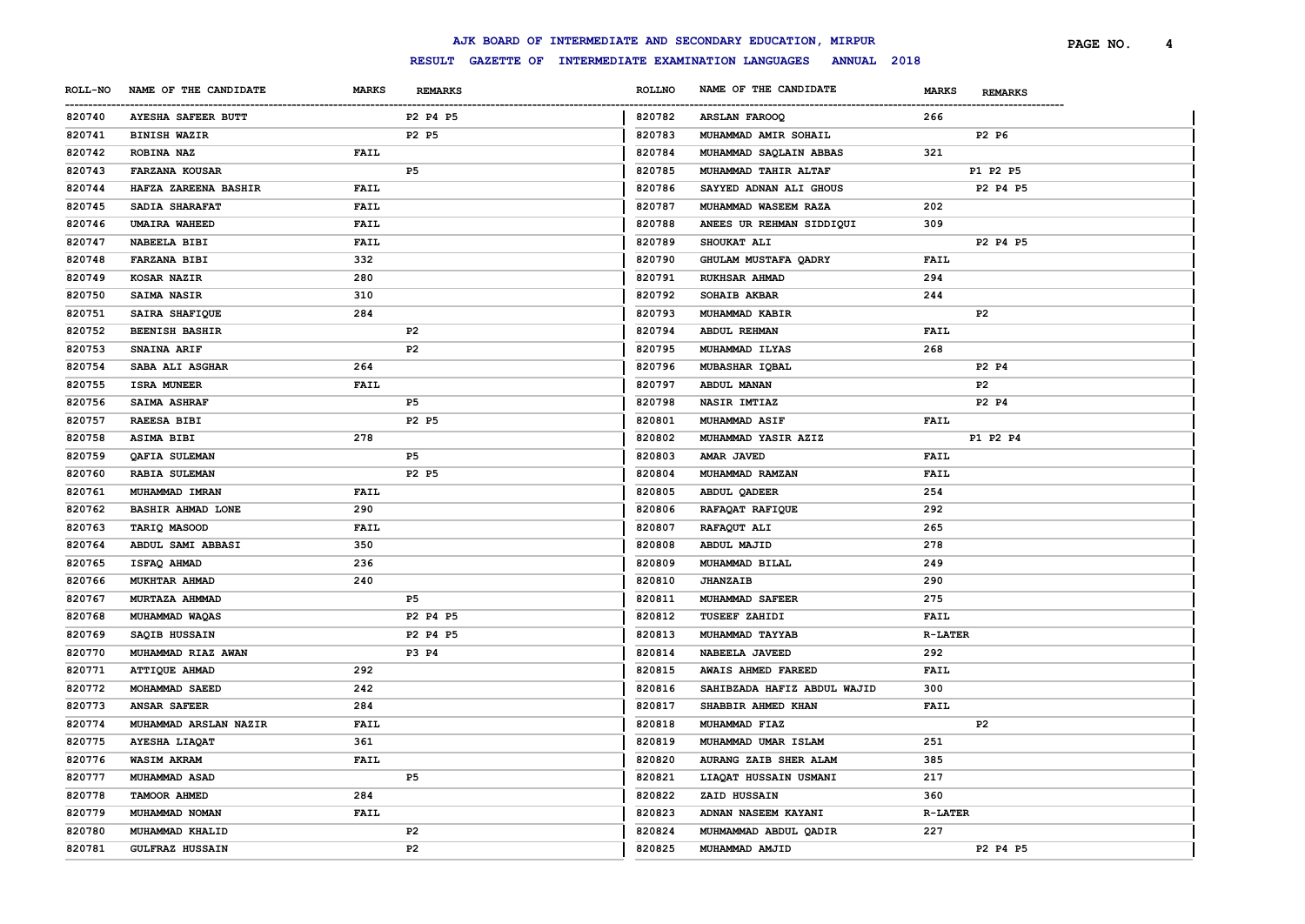# AJK BOARD OF INTERMEDIATE AND SECONDARY EDUCATION, MIRPUR

## RESULT GAZETTE OF INTERMEDIATE EXAMINATION LANGUAGES ANNUAL 2018

| ROLL-NO | NAME OF THE CANDIDATE | MARKS | REMARKS |
|---|---|---|---|
| 820740 | AYESHA SAFEER BUTT | | P2 P4 P5 |
| 820741 | BINISH WAZIR | | P2 P5 |
| 820742 | ROBINA NAZ | FAIL | |
| 820743 | FARZANA KOUSAR | | P5 |
| 820744 | HAFZA ZAREENA BASHIR | FAIL | |
| 820745 | SADIA SHARAFAT | FAIL | |
| 820746 | UMAIRA WAHEED | FAIL | |
| 820747 | NABEELA BIBI | FAIL | |
| 820748 | FARZANA BIBI | 332 | |
| 820749 | KOSAR NAZIR | 280 | |
| 820750 | SAIMA NASIR | 310 | |
| 820751 | SAIRA SHAFIQUE | 284 | |
| 820752 | BEENISH BASHIR | | P2 |
| 820753 | SNAINA ARIF | | P2 |
| 820754 | SABA ALI ASGHAR | 264 | |
| 820755 | ISRA MUNEER | FAIL | |
| 820756 | SAIMA ASHRAF | | P5 |
| 820757 | RAEESA BIBI | | P2 P5 |
| 820758 | ASIMA BIBI | 278 | |
| 820759 | QAFIA SULEMAN | | P5 |
| 820760 | RABIA SULEMAN | | P2 P5 |
| 820761 | MUHAMMAD IMRAN | FAIL | |
| 820762 | BASHIR AHMAD LONE | 290 | |
| 820763 | TARIQ MASOOD | FAIL | |
| 820764 | ABDUL SAMI ABBASI | 350 | |
| 820765 | ISFAQ AHMAD | 236 | |
| 820766 | MUKHTAR AHMAD | 240 | |
| 820767 | MURTAZA AHMMAD | | P5 |
| 820768 | MUHAMMAD WAQAS | | P2 P4 P5 |
| 820769 | SAQIB HUSSAIN | | P2 P4 P5 |
| 820770 | MUHAMMAD RIAZ AWAN | | P3 P4 |
| 820771 | ATTIQUE AHMAD | 292 | |
| 820772 | MOHAMMAD SAEED | 242 | |
| 820773 | ANSAR SAFEER | 284 | |
| 820774 | MUHAMMAD ARSLAN NAZIR | FAIL | |
| 820775 | AYESHA LIAQAT | 361 | |
| 820776 | WASIM AKRAM | FAIL | |
| 820777 | MUHAMMAD ASAD | | P5 |
| 820778 | TAMOOR AHMED | 284 | |
| 820779 | MUHAMMAD NOMAN | FAIL | |
| 820780 | MUHAMMAD KHALID | | P2 |
| 820781 | GULFRAZ HUSSAIN | | P2 |
| 820782 | ARSLAN FAROOQ | 266 | |
| 820783 | MUHAMMAD AMIR SOHAIL | | P2 P6 |
| 820784 | MUHAMMAD SAQLAIN ABBAS | 321 | |
| 820785 | MUHAMMAD TAHIR ALTAF | | P1 P2 P5 |
| 820786 | SAYYED ADNAN ALI GHOUS | | P2 P4 P5 |
| 820787 | MUHAMMAD WASEEM RAZA | 202 | |
| 820788 | ANEES UR REHMAN SIDDIQUI | 309 | |
| 820789 | SHOUKAT ALI | | P2 P4 P5 |
| 820790 | GHULAM MUSTAFA QADRY | FAIL | |
| 820791 | RUKHSAR AHMAD | 294 | |
| 820792 | SOHAIB AKBAR | 244 | |
| 820793 | MUHAMMAD KABIR | | P2 |
| 820794 | ABDUL REHMAN | FAIL | |
| 820795 | MUHAMMAD ILYAS | 268 | |
| 820796 | MUBASHAR IQBAL | | P2 P4 |
| 820797 | ABDUL MANAN | | P2 |
| 820798 | NASIR IMTIAZ | | P2 P4 |
| 820801 | MUHAMMAD ASIF | FAIL | |
| 820802 | MUHAMMAD YASIR AZIZ | | P1 P2 P4 |
| 820803 | AMAR JAVED | FAIL | |
| 820804 | MUHAMMAD RAMZAN | FAIL | |
| 820805 | ABDUL QADEER | 254 | |
| 820806 | RAFAQAT RAFIQUE | 292 | |
| 820807 | RAFAQUT ALI | 265 | |
| 820808 | ABDUL MAJID | 278 | |
| 820809 | MUHAMMAD BILAL | 249 | |
| 820810 | JHANZAIB | 290 | |
| 820811 | MUHAMMAD SAFEER | 275 | |
| 820812 | TUSEEF ZAHIDI | FAIL | |
| 820813 | MUHAMMAD TAYYAB | R-LATER | |
| 820814 | NABEELA JAVEED | 292 | |
| 820815 | AWAIS AHMED FAREED | FAIL | |
| 820816 | SAHIBZADA HAFIZ ABDUL WAJID | 300 | |
| 820817 | SHABBIR AHMED KHAN | FAIL | |
| 820818 | MUHAMMAD FIAZ | | P2 |
| 820819 | MUHAMMAD UMAR ISLAM | 251 | |
| 820820 | AURANG ZAIB SHER ALAM | 385 | |
| 820821 | LIAQAT HUSSAIN USMANI | 217 | |
| 820822 | ZAID HUSSAIN | 360 | |
| 820823 | ADNAN NASEEM KAYANI | R-LATER | |
| 820824 | MUHMAMMAD ABDUL QADIR | 227 | |
| 820825 | MUHAMMAD AMJID | | P2 P4 P5 |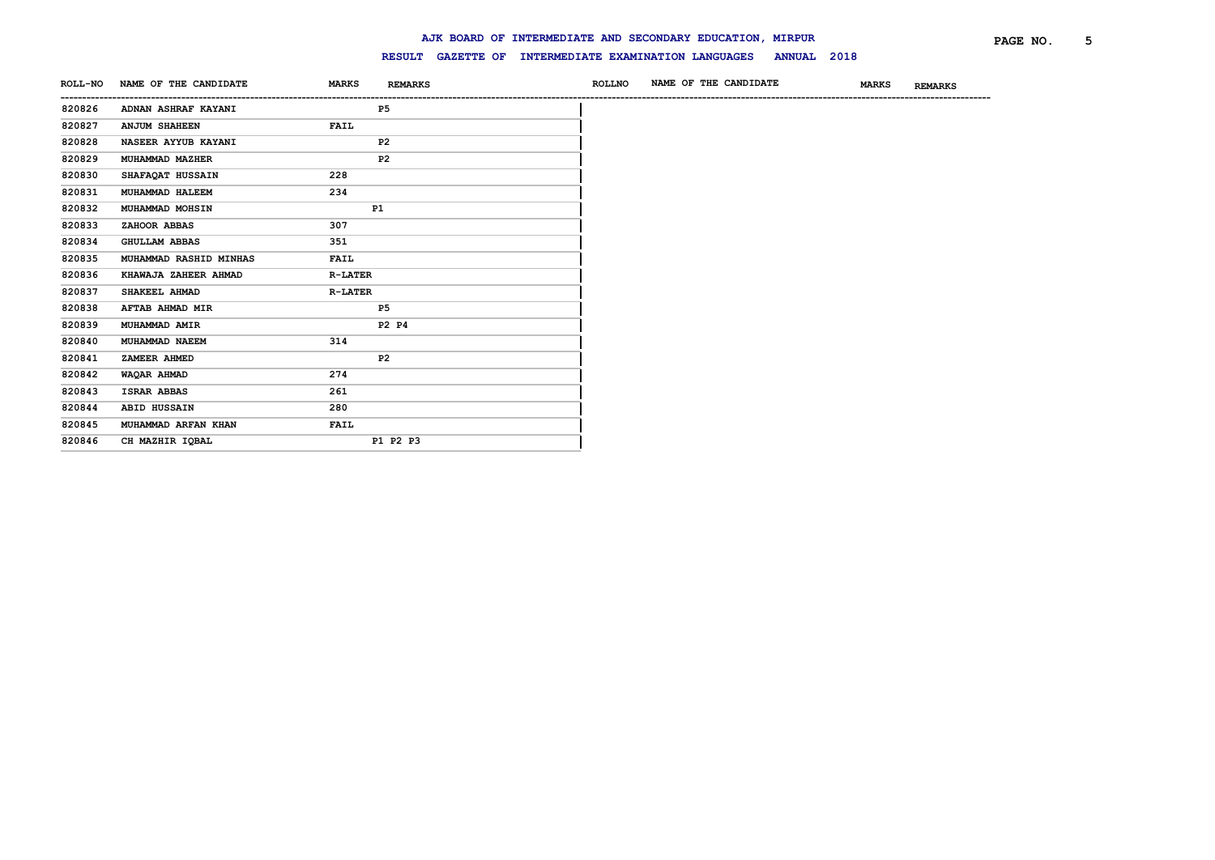# AJK BOARD OF INTERMEDIATE AND SECONDARY EDUCATION, MIRPUR

## RESULT GAZETTE OF INTERMEDIATE EXAMINATION LANGUAGES ANNUAL 2018

| ROLL-NO | NAME OF THE CANDIDATE | MARKS | REMARKS |
|---|---|---|---|
| 820826 | ADNAN ASHRAF KAYANI | | P5 |
| 820827 | ANJUM SHAHEEN | FAIL | |
| 820828 | NASEER AYYUB KAYANI | | P2 |
| 820829 | MUHAMMAD MAZHER | | P2 |
| 820830 | SHAFAQAT HUSSAIN | 228 | |
| 820831 | MUHAMMAD HALEEM | 234 | |
| 820832 | MUHAMMAD MOHSIN | | P1 |
| 820833 | ZAHOOR ABBAS | 307 | |
| 820834 | GHULLAM ABBAS | 351 | |
| 820835 | MUHAMMAD RASHID MINHAS | FAIL | |
| 820836 | KHAWAJA ZAHEER AHMAD | R-LATER | |
| 820837 | SHAKEEL AHMAD | R-LATER | |
| 820838 | AFTAB AHMAD MIR | | P5 |
| 820839 | MUHAMMAD AMIR | | P2 P4 |
| 820840 | MUHAMMAD NAEEM | 314 | |
| 820841 | ZAMEER AHMED | | P2 |
| 820842 | WAQAR AHMAD | 274 | |
| 820843 | ISRAR ABBAS | 261 | |
| 820844 | ABID HUSSAIN | 280 | |
| 820845 | MUHAMMAD ARFAN KHAN | FAIL | |
| 820846 | CH MAZHIR IQBAL | | P1 P2 P3 |